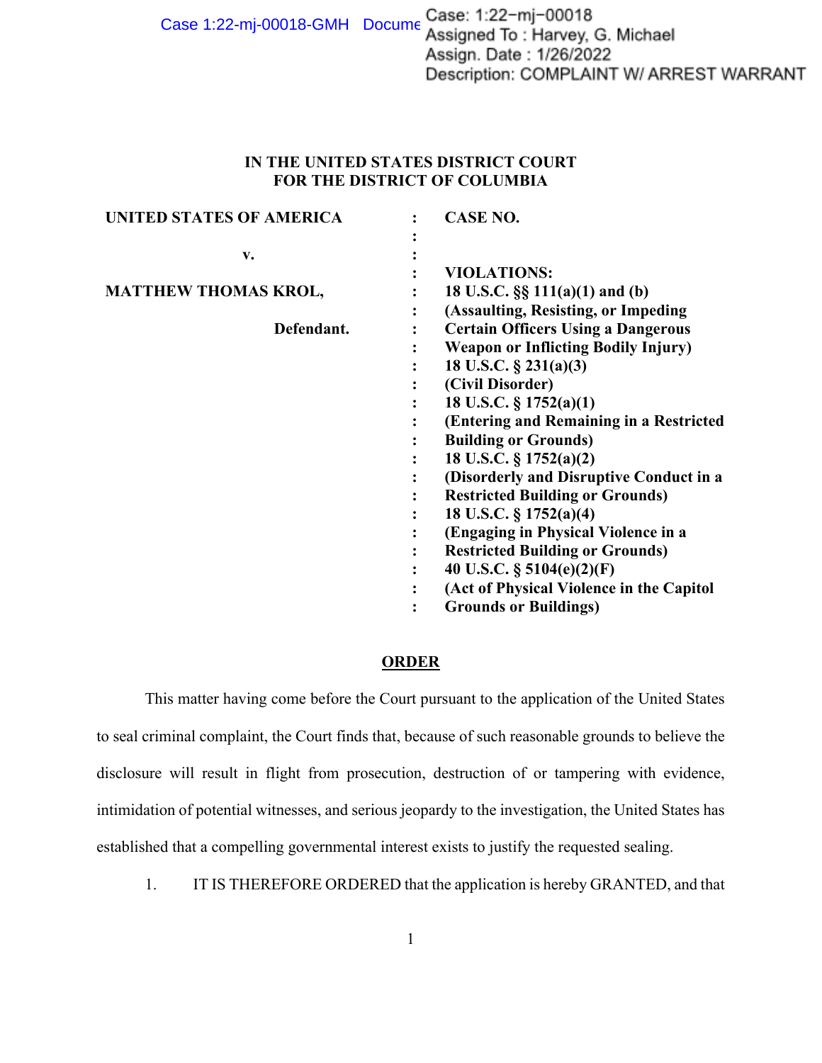Case: 1:22-mj-00018
Assigned To : Harvey, G. Michael
Assign. Date : 1/26/2022
Description: COMPLAINT W/ ARREST WARRANT

**IN THE UNITED STATES DISTRICT COURT**
**FOR THE DISTRICT OF COLUMBIA**

| | | |
|---|---|---|
| **UNITED STATES OF AMERICA** | : | **CASE NO.** |
| | : | |
| **v.** | : | |
| | : | **VIOLATIONS:** |
| **MATTHEW THOMAS KROL,** | : | **18 U.S.C. §§ 111(a)(1) and (b)** |
| | : | **(Assaulting, Resisting, or Impeding** |
| **Defendant.** | : | **Certain Officers Using a Dangerous** |
| | : | **Weapon or Inflicting Bodily Injury)** |
| | : | **18 U.S.C. § 231(a)(3)** |
| | : | **(Civil Disorder)** |
| | : | **18 U.S.C. § 1752(a)(1)** |
| | : | **(Entering and Remaining in a Restricted** |
| | : | **Building or Grounds)** |
| | : | **18 U.S.C. § 1752(a)(2)** |
| | : | **(Disorderly and Disruptive Conduct in a** |
| | : | **Restricted Building or Grounds)** |
| | : | **18 U.S.C. § 1752(a)(4)** |
| | : | **(Engaging in Physical Violence in a** |
| | : | **Restricted Building or Grounds)** |
| | : | **40 U.S.C. § 5104(e)(2)(F)** |
| | : | **(Act of Physical Violence in the Capitol** |
| | : | **Grounds or Buildings)** |

**ORDER**

This matter having come before the Court pursuant to the application of the United States to seal criminal complaint, the Court finds that, because of such reasonable grounds to believe the disclosure will result in flight from prosecution, destruction of or tampering with evidence, intimidation of potential witnesses, and serious jeopardy to the investigation, the United States has established that a compelling governmental interest exists to justify the requested sealing.

1. IT IS THEREFORE ORDERED that the application is hereby GRANTED, and that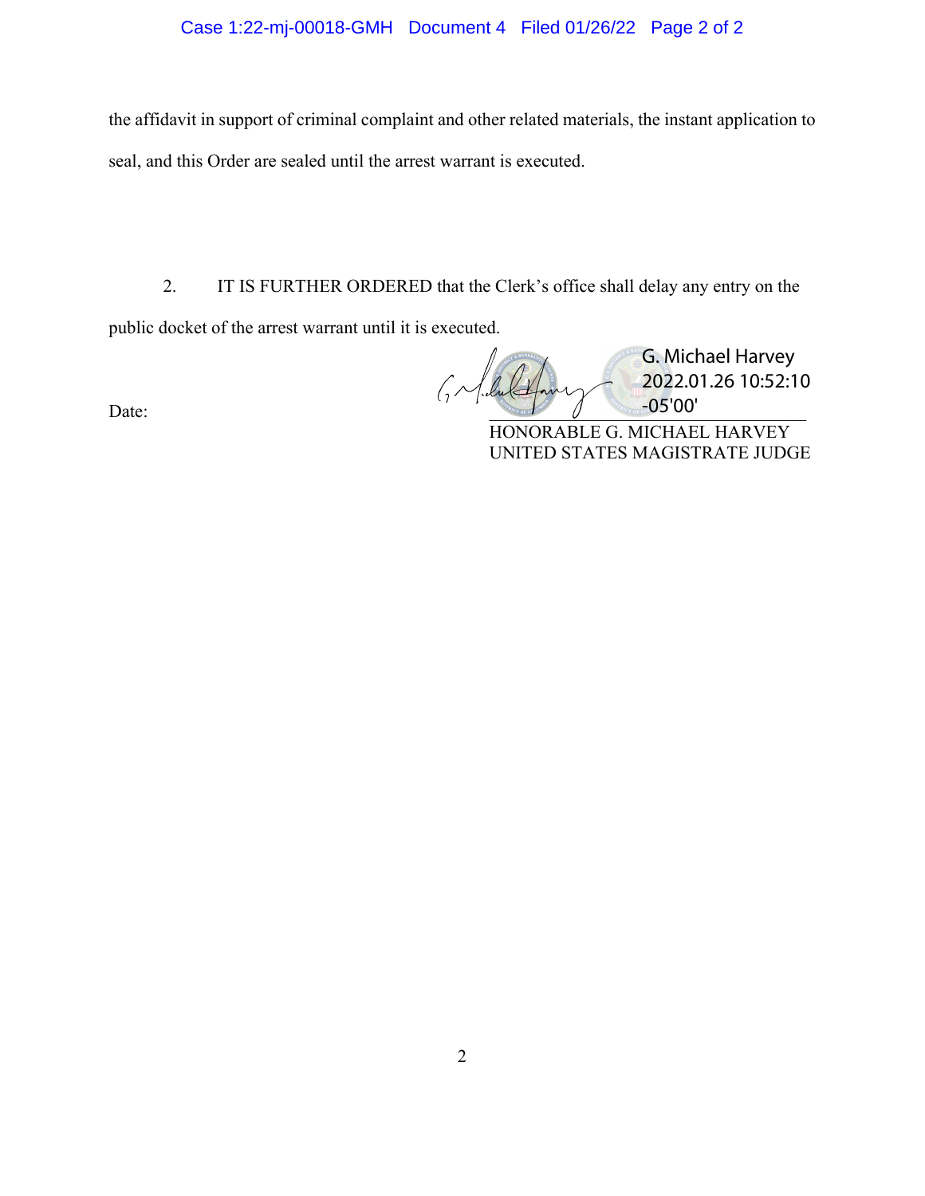the affidavit in support of criminal complaint and other related materials, the instant application to seal, and this Order are sealed until the arrest warrant is executed.

2. IT IS FURTHER ORDERED that the Clerk's office shall delay any entry on the public docket of the arrest warrant until it is executed.

G. Michael Harvey
2022.01.26 10:52:10
-05'00'

Date:

HONORABLE G. MICHAEL HARVEY
UNITED STATES MAGISTRATE JUDGE